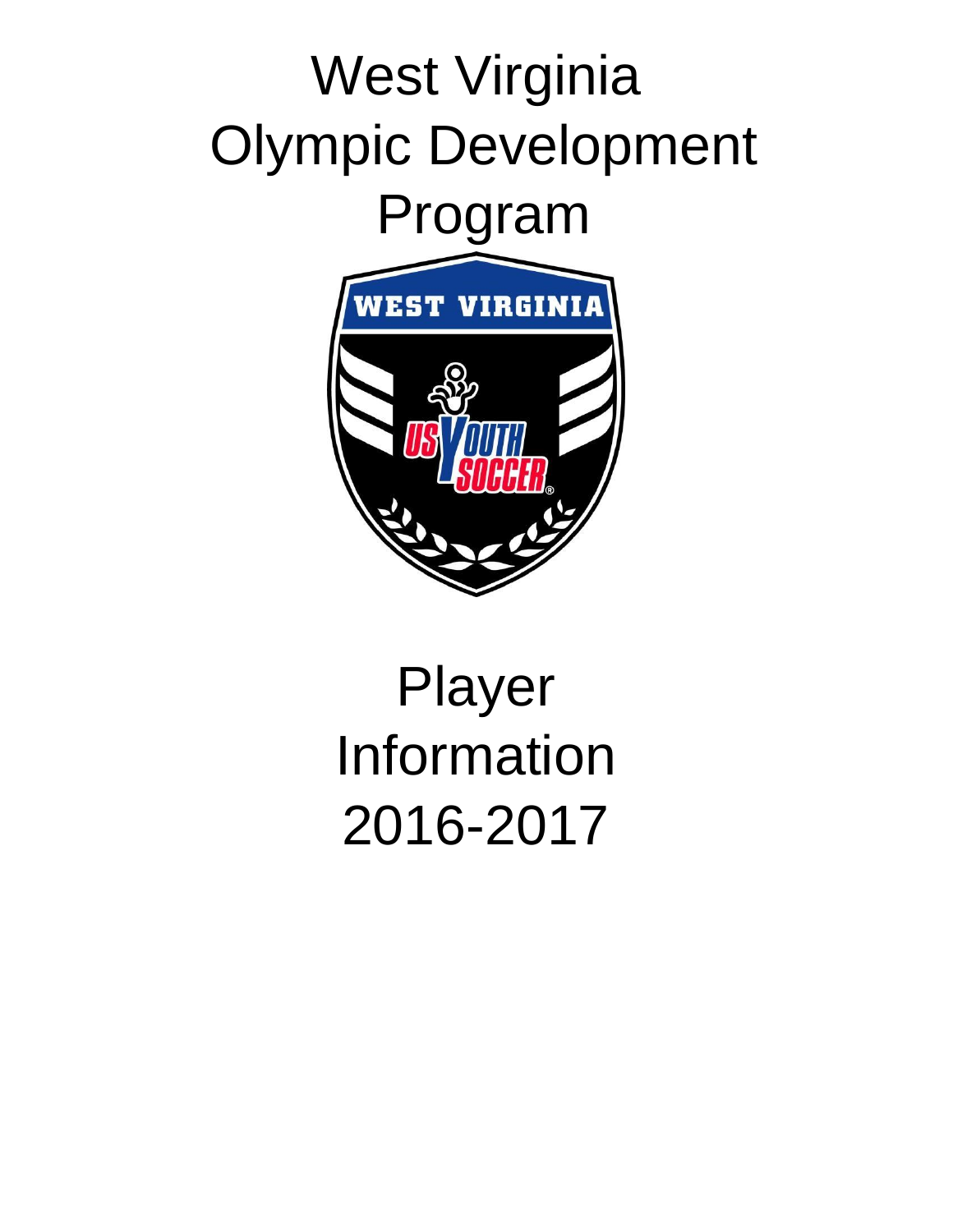# West Virginia Olympic Development Program

# Player Information 2016-2017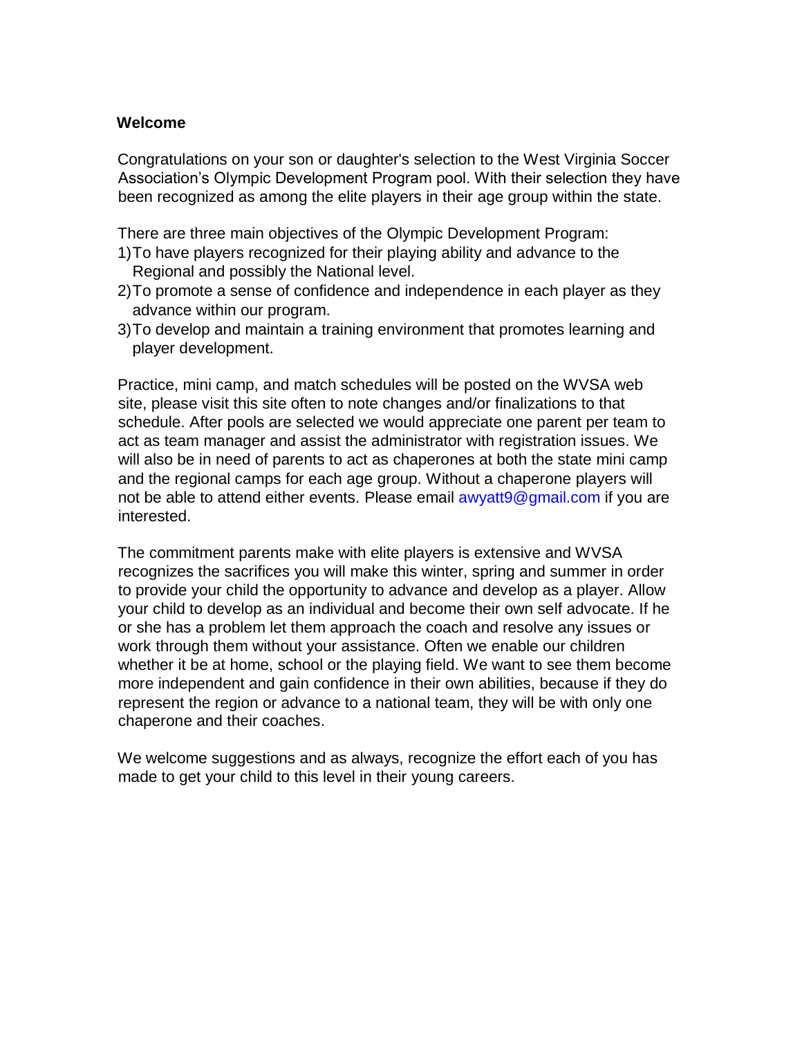**Welcome**

Congratulations on your son or daughter's selection to the West Virginia Soccer Association's Olympic Development Program pool. With their selection they have been recognized as among the elite players in their age group within the state.

There are three main objectives of the Olympic Development Program:

1) To have players recognized for their playing ability and advance to the Regional and possibly the National level.
2) To promote a sense of confidence and independence in each player as they advance within our program.
3) To develop and maintain a training environment that promotes learning and player development.

Practice, mini camp, and match schedules will be posted on the WVSA web site, please visit this site often to note changes and/or finalizations to that schedule. After pools are selected we would appreciate one parent per team to act as team manager and assist the administrator with registration issues. We will also be in need of parents to act as chaperones at both the state mini camp and the regional camps for each age group. Without a chaperone players will not be able to attend either events. Please email awyatt9@gmail.com if you are interested.

The commitment parents make with elite players is extensive and WVSA recognizes the sacrifices you will make this winter, spring and summer in order to provide your child the opportunity to advance and develop as a player. Allow your child to develop as an individual and become their own self advocate. If he or she has a problem let them approach the coach and resolve any issues or work through them without your assistance. Often we enable our children whether it be at home, school or the playing field. We want to see them become more independent and gain confidence in their own abilities, because if they do represent the region or advance to a national team, they will be with only one chaperone and their coaches.

We welcome suggestions and as always, recognize the effort each of you has made to get your child to this level in their young careers.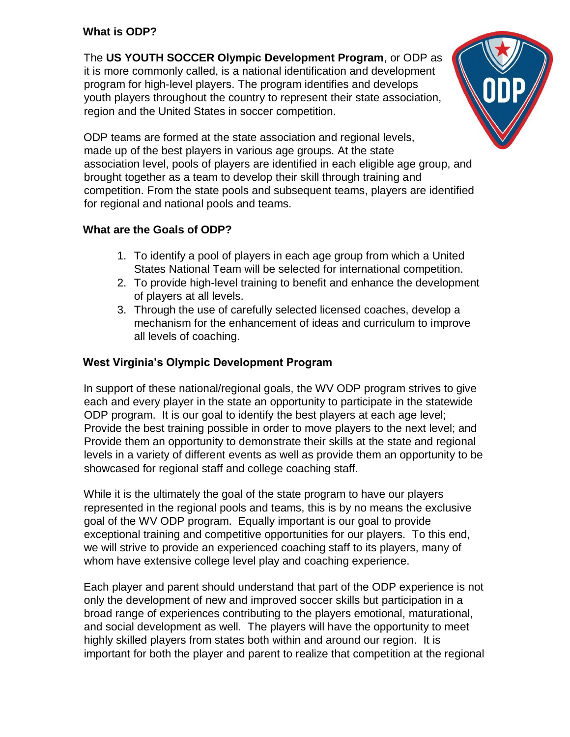## What is ODP?

The **US YOUTH SOCCER Olympic Development Program**, or ODP as it is more commonly called, is a national identification and development program for high-level players. The program identifies and develops youth players throughout the country to represent their state association, region and the United States in soccer competition.

ODP teams are formed at the state association and regional levels, made up of the best players in various age groups. At the state association level, pools of players are identified in each eligible age group, and brought together as a team to develop their skill through training and competition. From the state pools and subsequent teams, players are identified for regional and national pools and teams.

## What are the Goals of ODP?

1. To identify a pool of players in each age group from which a United States National Team will be selected for international competition.
2. To provide high-level training to benefit and enhance the development of players at all levels.
3. Through the use of carefully selected licensed coaches, develop a mechanism for the enhancement of ideas and curriculum to improve all levels of coaching.

## West Virginia's Olympic Development Program

In support of these national/regional goals, the WV ODP program strives to give each and every player in the state an opportunity to participate in the statewide ODP program. It is our goal to identify the best players at each age level; Provide the best training possible in order to move players to the next level; and Provide them an opportunity to demonstrate their skills at the state and regional levels in a variety of different events as well as provide them an opportunity to be showcased for regional staff and college coaching staff.

While it is the ultimately the goal of the state program to have our players represented in the regional pools and teams, this is by no means the exclusive goal of the WV ODP program. Equally important is our goal to provide exceptional training and competitive opportunities for our players. To this end, we will strive to provide an experienced coaching staff to its players, many of whom have extensive college level play and coaching experience.

Each player and parent should understand that part of the ODP experience is not only the development of new and improved soccer skills but participation in a broad range of experiences contributing to the players emotional, maturational, and social development as well. The players will have the opportunity to meet highly skilled players from states both within and around our region. It is important for both the player and parent to realize that competition at the regional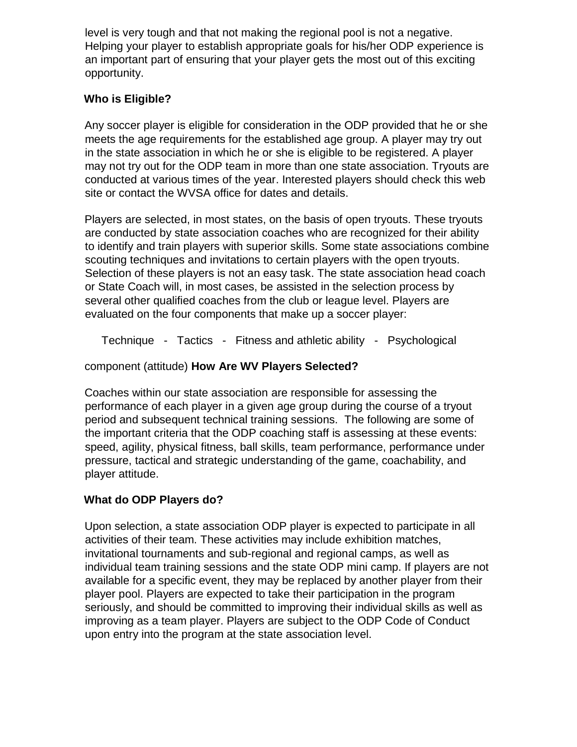level is very tough and that not making the regional pool is not a negative. Helping your player to establish appropriate goals for his/her ODP experience is an important part of ensuring that your player gets the most out of this exciting opportunity.

**Who is Eligible?**

Any soccer player is eligible for consideration in the ODP provided that he or she meets the age requirements for the established age group. A player may try out in the state association in which he or she is eligible to be registered. A player may not try out for the ODP team in more than one state association. Tryouts are conducted at various times of the year. Interested players should check this web site or contact the WVSA office for dates and details.

Players are selected, in most states, on the basis of open tryouts. These tryouts are conducted by state association coaches who are recognized for their ability to identify and train players with superior skills. Some state associations combine scouting techniques and invitations to certain players with the open tryouts. Selection of these players is not an easy task. The state association head coach or State Coach will, in most cases, be assisted in the selection process by several other qualified coaches from the club or league level. Players are evaluated on the four components that make up a soccer player:

Technique - Tactics - Fitness and athletic ability - Psychological component (attitude)

**How Are WV Players Selected?**

Coaches within our state association are responsible for assessing the performance of each player in a given age group during the course of a tryout period and subsequent technical training sessions. The following are some of the important criteria that the ODP coaching staff is assessing at these events: speed, agility, physical fitness, ball skills, team performance, performance under pressure, tactical and strategic understanding of the game, coachability, and player attitude.

**What do ODP Players do?**

Upon selection, a state association ODP player is expected to participate in all activities of their team. These activities may include exhibition matches, invitational tournaments and sub-regional and regional camps, as well as individual team training sessions and the state ODP mini camp. If players are not available for a specific event, they may be replaced by another player from their player pool. Players are expected to take their participation in the program seriously, and should be committed to improving their individual skills as well as improving as a team player. Players are subject to the ODP Code of Conduct upon entry into the program at the state association level.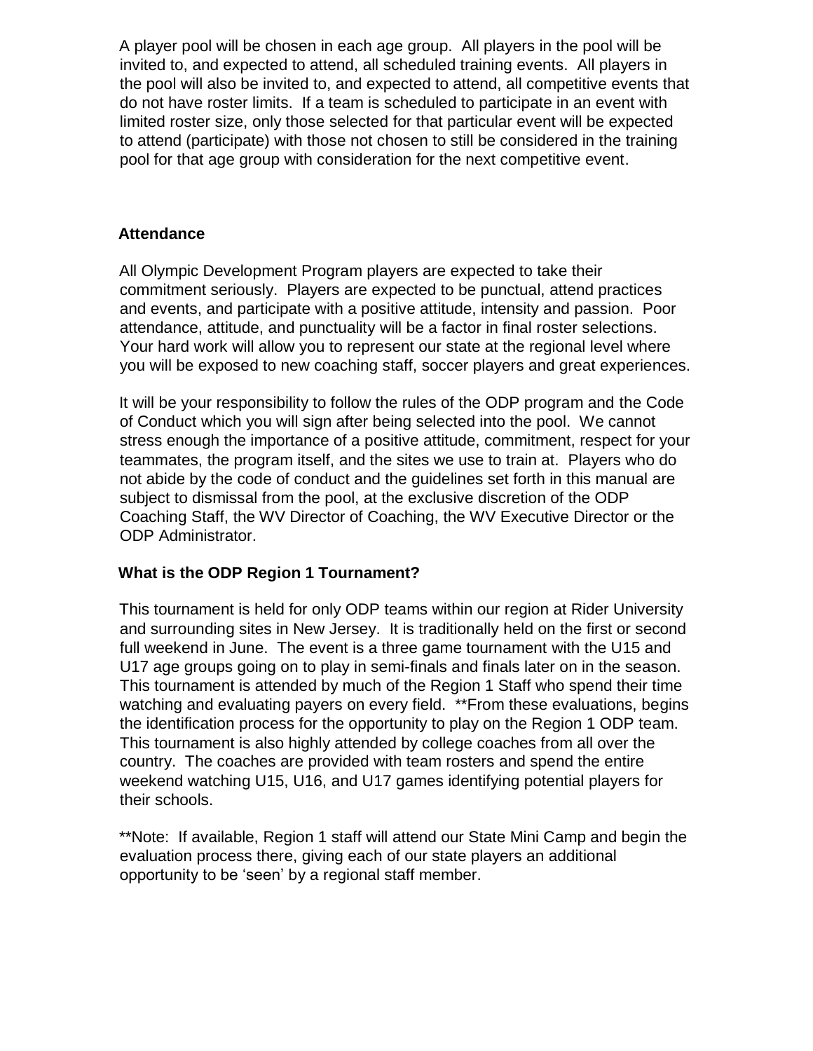A player pool will be chosen in each age group. All players in the pool will be invited to, and expected to attend, all scheduled training events. All players in the pool will also be invited to, and expected to attend, all competitive events that do not have roster limits. If a team is scheduled to participate in an event with limited roster size, only those selected for that particular event will be expected to attend (participate) with those not chosen to still be considered in the training pool for that age group with consideration for the next competitive event.

## Attendance

All Olympic Development Program players are expected to take their commitment seriously. Players are expected to be punctual, attend practices and events, and participate with a positive attitude, intensity and passion. Poor attendance, attitude, and punctuality will be a factor in final roster selections. Your hard work will allow you to represent our state at the regional level where you will be exposed to new coaching staff, soccer players and great experiences.

It will be your responsibility to follow the rules of the ODP program and the Code of Conduct which you will sign after being selected into the pool. We cannot stress enough the importance of a positive attitude, commitment, respect for your teammates, the program itself, and the sites we use to train at. Players who do not abide by the code of conduct and the guidelines set forth in this manual are subject to dismissal from the pool, at the exclusive discretion of the ODP Coaching Staff, the WV Director of Coaching, the WV Executive Director or the ODP Administrator.

## What is the ODP Region 1 Tournament?

This tournament is held for only ODP teams within our region at Rider University and surrounding sites in New Jersey. It is traditionally held on the first or second full weekend in June. The event is a three game tournament with the U15 and U17 age groups going on to play in semi-finals and finals later on in the season. This tournament is attended by much of the Region 1 Staff who spend their time watching and evaluating payers on every field. **From these evaluations, begins the identification process for the opportunity to play on the Region 1 ODP team. This tournament is also highly attended by college coaches from all over the country. The coaches are provided with team rosters and spend the entire weekend watching U15, U16, and U17 games identifying potential players for their schools.

**Note: If available, Region 1 staff will attend our State Mini Camp and begin the evaluation process there, giving each of our state players an additional opportunity to be 'seen' by a regional staff member.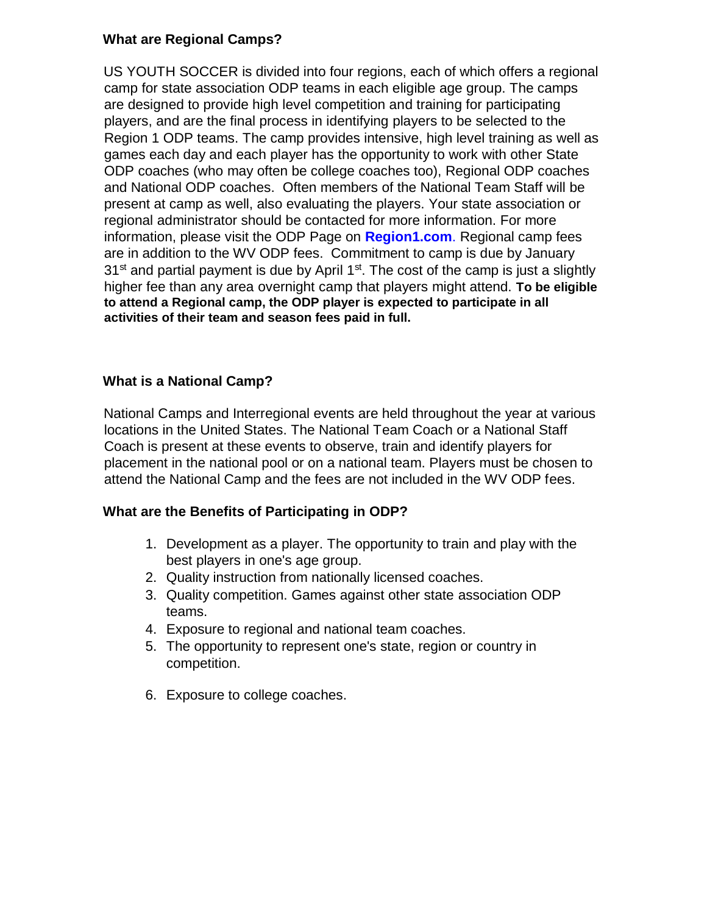### What are Regional Camps?

US YOUTH SOCCER is divided into four regions, each of which offers a regional camp for state association ODP teams in each eligible age group. The camps are designed to provide high level competition and training for participating players, and are the final process in identifying players to be selected to the Region 1 ODP teams. The camp provides intensive, high level training as well as games each day and each player has the opportunity to work with other State ODP coaches (who may often be college coaches too), Regional ODP coaches and National ODP coaches. Often members of the National Team Staff will be present at camp as well, also evaluating the players. Your state association or regional administrator should be contacted for more information. For more information, please visit the ODP Page on **Region1.com**. Regional camp fees are in addition to the WV ODP fees. Commitment to camp is due by January 31st and partial payment is due by April 1st. The cost of the camp is just a slightly higher fee than any area overnight camp that players might attend. **To be eligible to attend a Regional camp, the ODP player is expected to participate in all activities of their team and season fees paid in full.**

### What is a National Camp?

National Camps and Interregional events are held throughout the year at various locations in the United States. The National Team Coach or a National Staff Coach is present at these events to observe, train and identify players for placement in the national pool or on a national team. Players must be chosen to attend the National Camp and the fees are not included in the WV ODP fees.

### What are the Benefits of Participating in ODP?

1. Development as a player. The opportunity to train and play with the best players in one's age group.
2. Quality instruction from nationally licensed coaches.
3. Quality competition. Games against other state association ODP teams.
4. Exposure to regional and national team coaches.
5. The opportunity to represent one's state, region or country in competition.
6. Exposure to college coaches.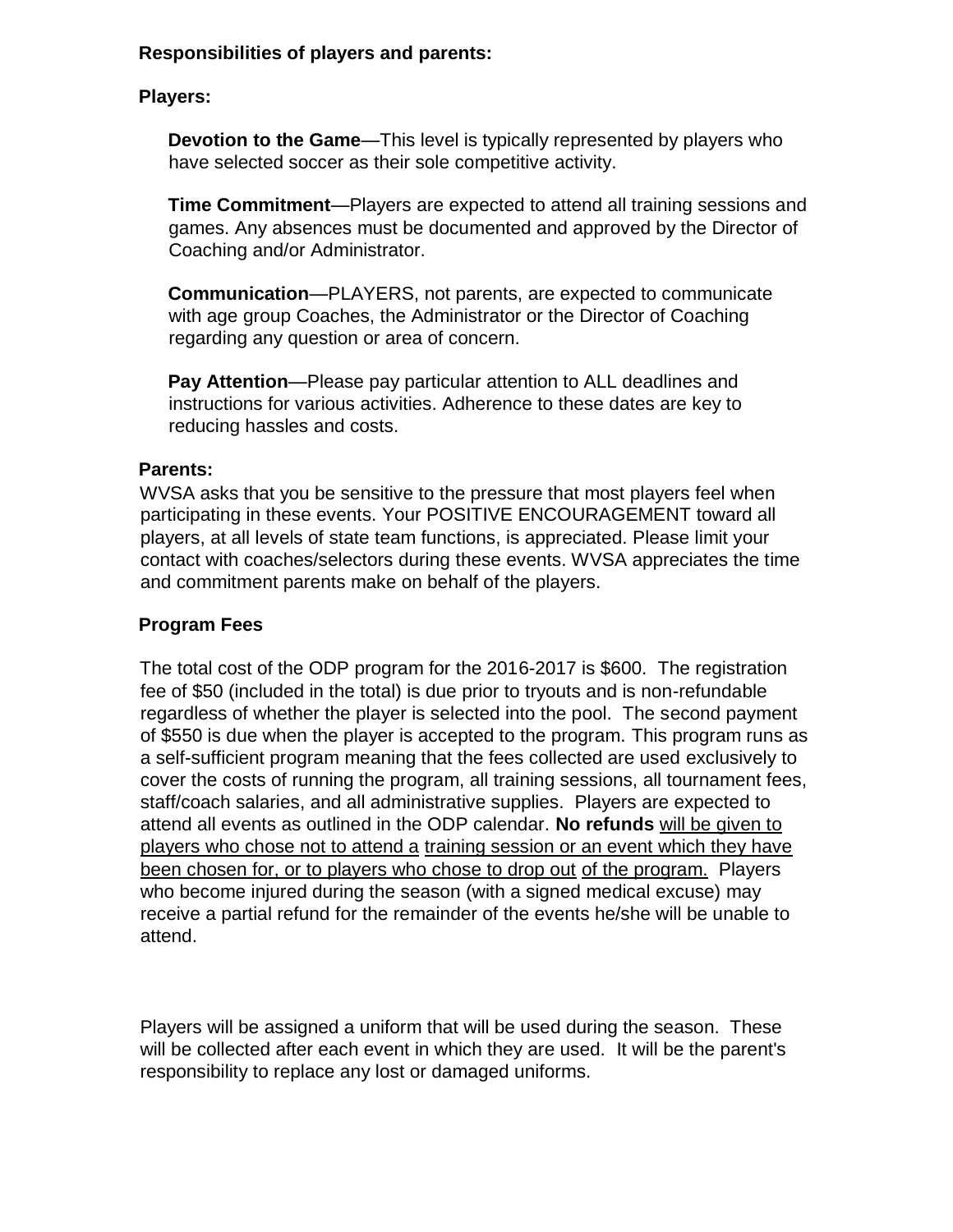**Responsibilities of players and parents:**

**Players:**

**Devotion to the Game**—This level is typically represented by players who have selected soccer as their sole competitive activity.

**Time Commitment**—Players are expected to attend all training sessions and games. Any absences must be documented and approved by the Director of Coaching and/or Administrator.

**Communication**—PLAYERS, not parents, are expected to communicate with age group Coaches, the Administrator or the Director of Coaching regarding any question or area of concern.

**Pay Attention**—Please pay particular attention to ALL deadlines and instructions for various activities. Adherence to these dates are key to reducing hassles and costs.

**Parents:**

WVSA asks that you be sensitive to the pressure that most players feel when participating in these events. Your POSITIVE ENCOURAGEMENT toward all players, at all levels of state team functions, is appreciated. Please limit your contact with coaches/selectors during these events. WVSA appreciates the time and commitment parents make on behalf of the players.

**Program Fees**

The total cost of the ODP program for the 2016-2017 is $600. The registration fee of $50 (included in the total) is due prior to tryouts and is non-refundable regardless of whether the player is selected into the pool. The second payment of $550 is due when the player is accepted to the program. This program runs as a self-sufficient program meaning that the fees collected are used exclusively to cover the costs of running the program, all training sessions, all tournament fees, staff/coach salaries, and all administrative supplies. Players are expected to attend all events as outlined in the ODP calendar. **No refunds** will be given to players who chose not to attend a training session or an event which they have been chosen for, or to players who chose to drop out of the program. Players who become injured during the season (with a signed medical excuse) may receive a partial refund for the remainder of the events he/she will be unable to attend.

Players will be assigned a uniform that will be used during the season. These will be collected after each event in which they are used. It will be the parent's responsibility to replace any lost or damaged uniforms.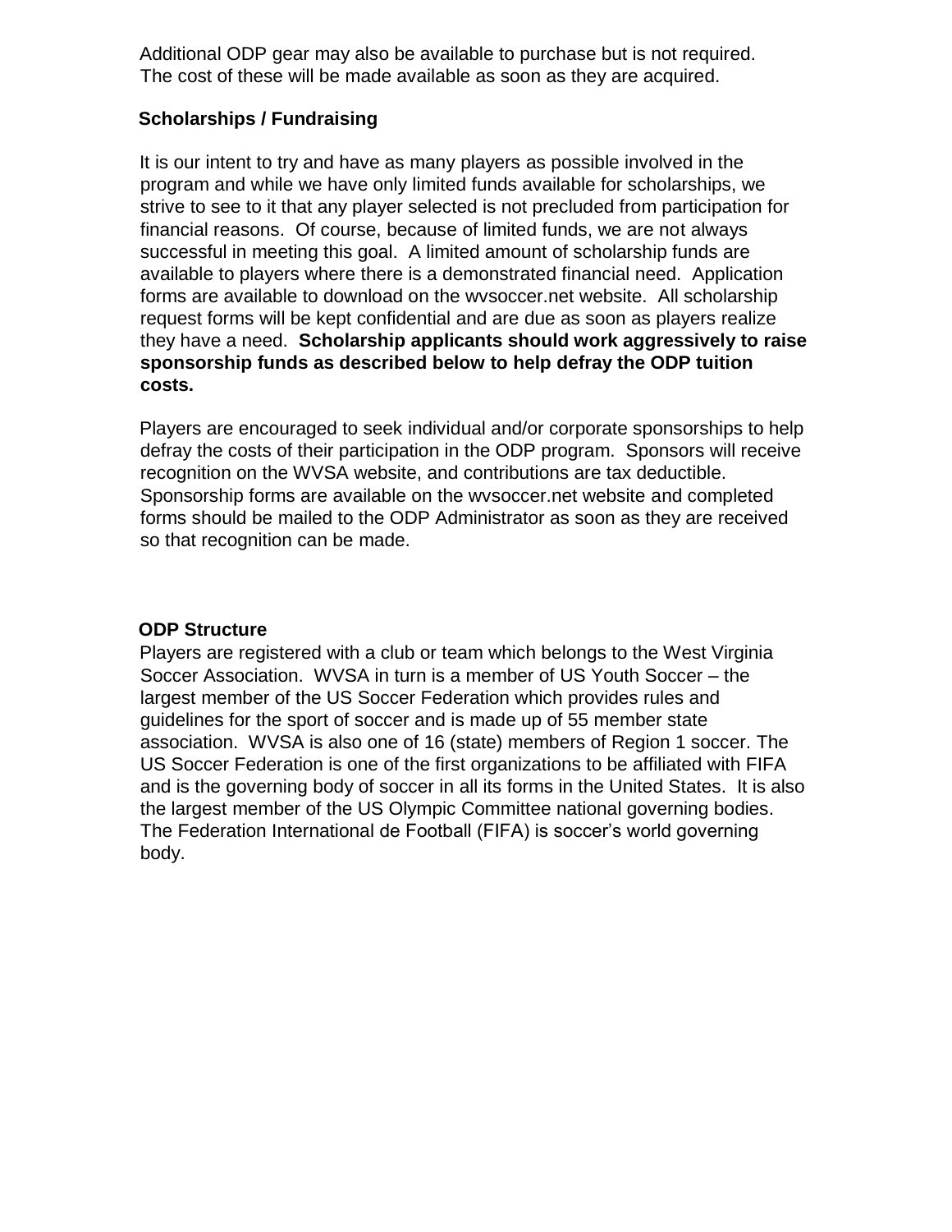Additional ODP gear may also be available to purchase but is not required. The cost of these will be made available as soon as they are acquired.

## Scholarships / Fundraising

It is our intent to try and have as many players as possible involved in the program and while we have only limited funds available for scholarships, we strive to see to it that any player selected is not precluded from participation for financial reasons. Of course, because of limited funds, we are not always successful in meeting this goal. A limited amount of scholarship funds are available to players where there is a demonstrated financial need. Application forms are available to download on the wvsoccer.net website. All scholarship request forms will be kept confidential and are due as soon as players realize they have a need. **Scholarship applicants should work aggressively to raise sponsorship funds as described below to help defray the ODP tuition costs.**

Players are encouraged to seek individual and/or corporate sponsorships to help defray the costs of their participation in the ODP program. Sponsors will receive recognition on the WVSA website, and contributions are tax deductible. Sponsorship forms are available on the wvsoccer.net website and completed forms should be mailed to the ODP Administrator as soon as they are received so that recognition can be made.

## ODP Structure

Players are registered with a club or team which belongs to the West Virginia Soccer Association. WVSA in turn is a member of US Youth Soccer – the largest member of the US Soccer Federation which provides rules and guidelines for the sport of soccer and is made up of 55 member state association. WVSA is also one of 16 (state) members of Region 1 soccer. The US Soccer Federation is one of the first organizations to be affiliated with FIFA and is the governing body of soccer in all its forms in the United States. It is also the largest member of the US Olympic Committee national governing bodies. The Federation International de Football (FIFA) is soccer's world governing body.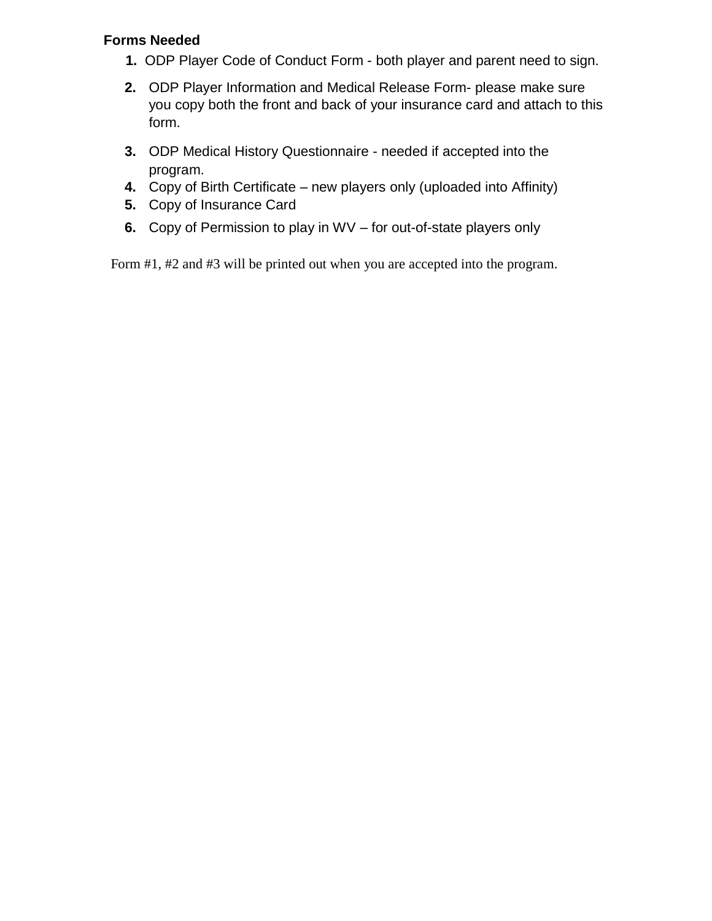**Forms Needed**

1. ODP Player Code of Conduct Form - both player and parent need to sign.
2. ODP Player Information and Medical Release Form- please make sure you copy both the front and back of your insurance card and attach to this form.
3. ODP Medical History Questionnaire - needed if accepted into the program.
4. Copy of Birth Certificate – new players only (uploaded into Affinity)
5. Copy of Insurance Card
6. Copy of Permission to play in WV – for out-of-state players only

Form #1, #2 and #3 will be printed out when you are accepted into the program.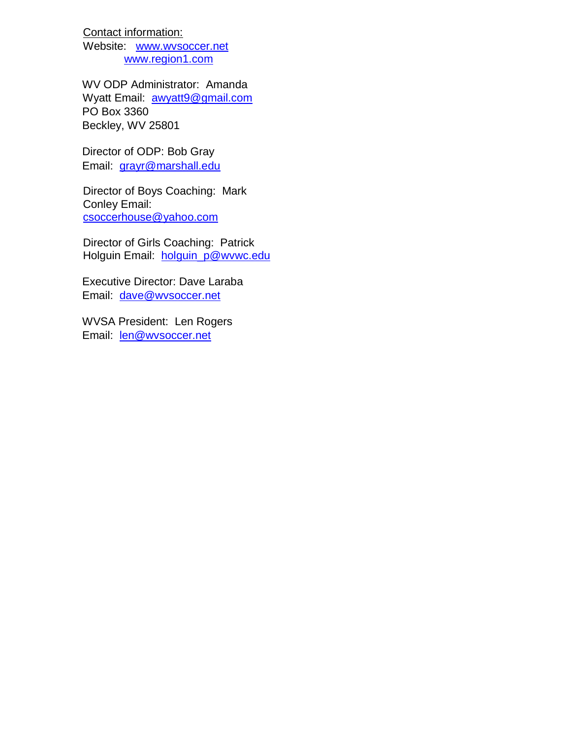Contact information:

Website: www.wvsoccer.net
www.region1.com

WV ODP Administrator: Amanda Wyatt Email: awyatt9@gmail.com
PO Box 3360
Beckley, WV 25801

Director of ODP: Bob Gray
Email: grayr@marshall.edu

Director of Boys Coaching: Mark Conley Email: csoccerhouse@yahoo.com

Director of Girls Coaching: Patrick Holguin Email: holguin_p@wvwc.edu

Executive Director: Dave Laraba
Email: dave@wvsoccer.net

WVSA President: Len Rogers
Email: len@wvsoccer.net